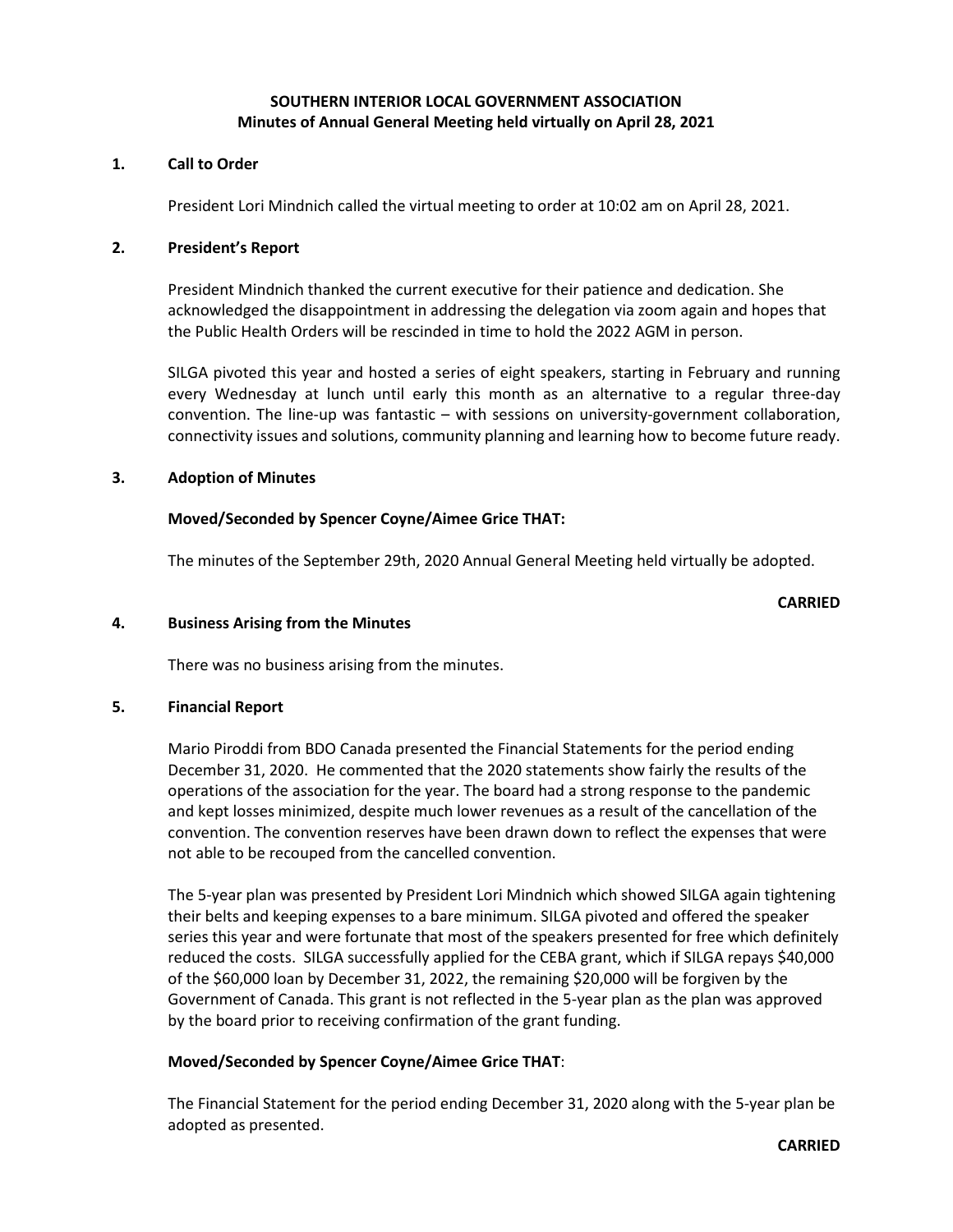**SOUTHERN INTERIOR LOCAL GOVERNMENT ASSOCIATION**
**Minutes of Annual General Meeting held virtually on April 28, 2021**

## 1. Call to Order

President Lori Mindnich called the virtual meeting to order at 10:02 am on April 28, 2021.

## 2. President's Report

President Mindnich thanked the current executive for their patience and dedication. She acknowledged the disappointment in addressing the delegation via zoom again and hopes that the Public Health Orders will be rescinded in time to hold the 2022 AGM in person.

SILGA pivoted this year and hosted a series of eight speakers, starting in February and running every Wednesday at lunch until early this month as an alternative to a regular three-day convention. The line-up was fantastic – with sessions on university-government collaboration, connectivity issues and solutions, community planning and learning how to become future ready.

## 3. Adoption of Minutes

**Moved/Seconded by Spencer Coyne/Aimee Grice THAT:**

The minutes of the September 29th, 2020 Annual General Meeting held virtually be adopted.

**CARRIED**

## 4. Business Arising from the Minutes

There was no business arising from the minutes.

## 5. Financial Report

Mario Piroddi from BDO Canada presented the Financial Statements for the period ending December 31, 2020. He commented that the 2020 statements show fairly the results of the operations of the association for the year. The board had a strong response to the pandemic and kept losses minimized, despite much lower revenues as a result of the cancellation of the convention. The convention reserves have been drawn down to reflect the expenses that were not able to be recouped from the cancelled convention.

The 5-year plan was presented by President Lori Mindnich which showed SILGA again tightening their belts and keeping expenses to a bare minimum. SILGA pivoted and offered the speaker series this year and were fortunate that most of the speakers presented for free which definitely reduced the costs. SILGA successfully applied for the CEBA grant, which if SILGA repays $40,000 of the $60,000 loan by December 31, 2022, the remaining $20,000 will be forgiven by the Government of Canada. This grant is not reflected in the 5-year plan as the plan was approved by the board prior to receiving confirmation of the grant funding.

**Moved/Seconded by Spencer Coyne/Aimee Grice THAT**:

The Financial Statement for the period ending December 31, 2020 along with the 5-year plan be adopted as presented.

**CARRIED**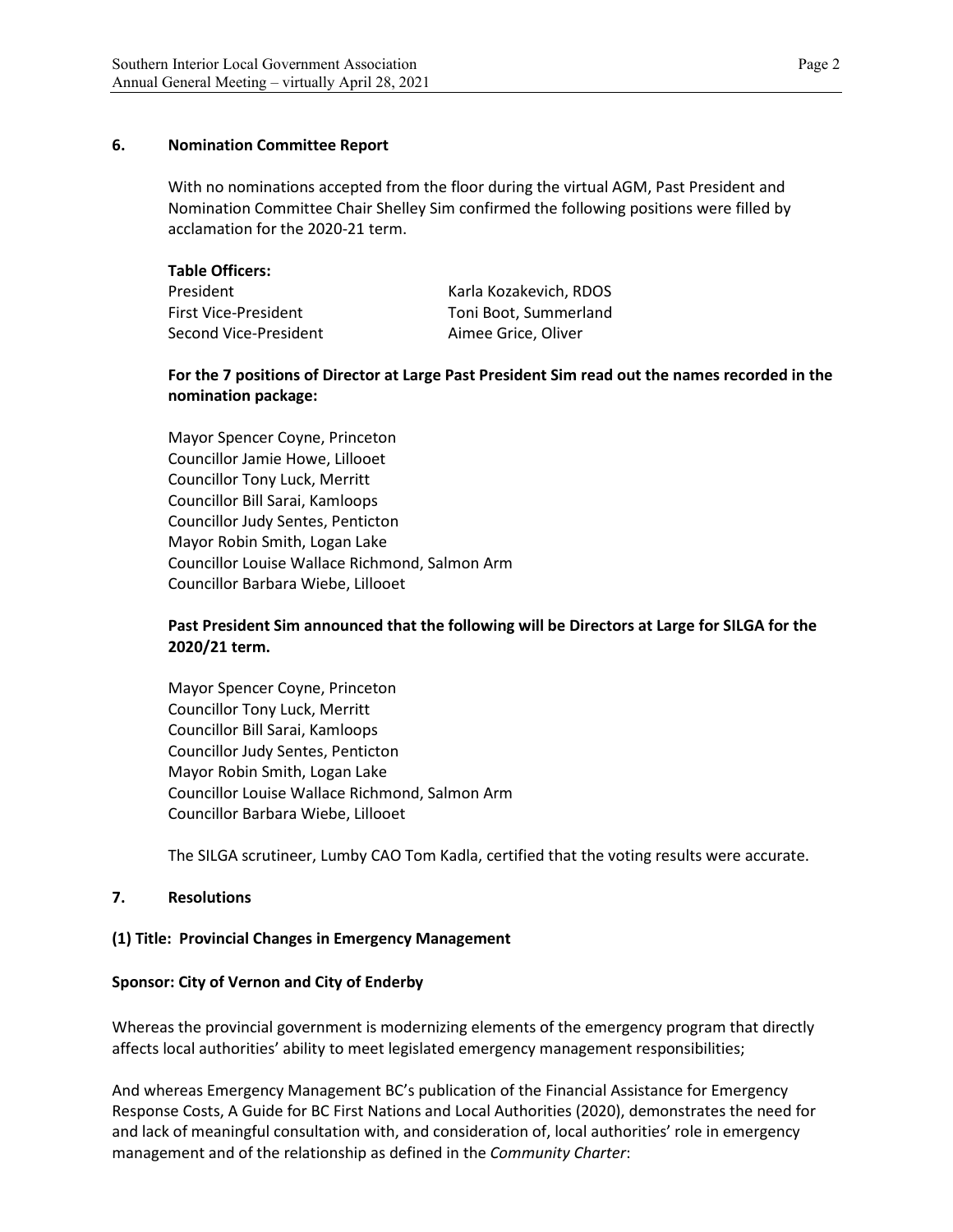## 6. Nomination Committee Report

With no nominations accepted from the floor during the virtual AGM, Past President and Nomination Committee Chair Shelley Sim confirmed the following positions were filled by acclamation for the 2020-21 term.

**Table Officers:**

| | |
|---|---|
| President | Karla Kozakevich, RDOS |
| First Vice-President | Toni Boot, Summerland |
| Second Vice-President | Aimee Grice, Oliver |

**For the 7 positions of Director at Large Past President Sim read out the names recorded in the nomination package:**

Mayor Spencer Coyne, Princeton
Councillor Jamie Howe, Lillooet
Councillor Tony Luck, Merritt
Councillor Bill Sarai, Kamloops
Councillor Judy Sentes, Penticton
Mayor Robin Smith, Logan Lake
Councillor Louise Wallace Richmond, Salmon Arm
Councillor Barbara Wiebe, Lillooet

**Past President Sim announced that the following will be Directors at Large for SILGA for the 2020/21 term.**

Mayor Spencer Coyne, Princeton
Councillor Tony Luck, Merritt
Councillor Bill Sarai, Kamloops
Councillor Judy Sentes, Penticton
Mayor Robin Smith, Logan Lake
Councillor Louise Wallace Richmond, Salmon Arm
Councillor Barbara Wiebe, Lillooet

The SILGA scrutineer, Lumby CAO Tom Kadla, certified that the voting results were accurate.

## 7. Resolutions

### (1) Title: Provincial Changes in Emergency Management

**Sponsor: City of Vernon and City of Enderby**

Whereas the provincial government is modernizing elements of the emergency program that directly affects local authorities' ability to meet legislated emergency management responsibilities;

And whereas Emergency Management BC's publication of the Financial Assistance for Emergency Response Costs, A Guide for BC First Nations and Local Authorities (2020), demonstrates the need for and lack of meaningful consultation with, and consideration of, local authorities' role in emergency management and of the relationship as defined in the *Community Charter*: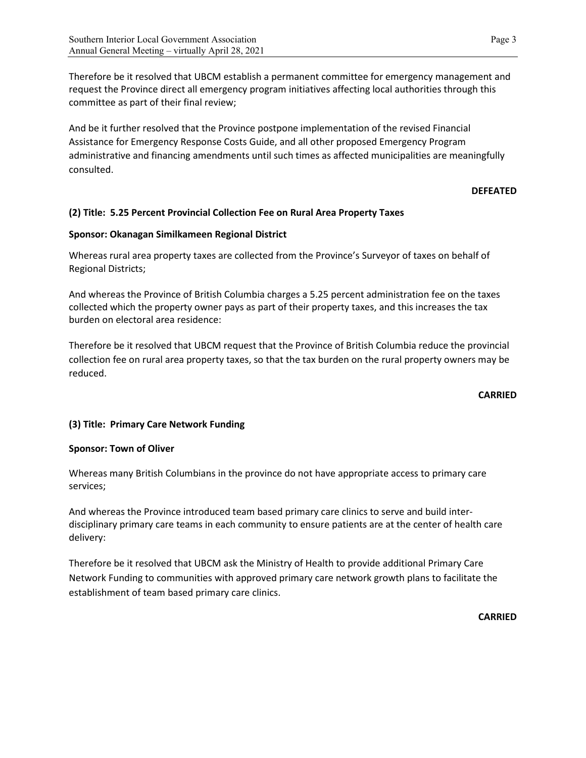Therefore be it resolved that UBCM establish a permanent committee for emergency management and request the Province direct all emergency program initiatives affecting local authorities through this committee as part of their final review;

And be it further resolved that the Province postpone implementation of the revised Financial Assistance for Emergency Response Costs Guide, and all other proposed Emergency Program administrative and financing amendments until such times as affected municipalities are meaningfully consulted.

**DEFEATED**

**(2) Title: 5.25 Percent Provincial Collection Fee on Rural Area Property Taxes**

**Sponsor: Okanagan Similkameen Regional District**

Whereas rural area property taxes are collected from the Province's Surveyor of taxes on behalf of Regional Districts;

And whereas the Province of British Columbia charges a 5.25 percent administration fee on the taxes collected which the property owner pays as part of their property taxes, and this increases the tax burden on electoral area residence:

Therefore be it resolved that UBCM request that the Province of British Columbia reduce the provincial collection fee on rural area property taxes, so that the tax burden on the rural property owners may be reduced.

**CARRIED**

**(3) Title: Primary Care Network Funding**

**Sponsor: Town of Oliver**

Whereas many British Columbians in the province do not have appropriate access to primary care services;

And whereas the Province introduced team based primary care clinics to serve and build inter-disciplinary primary care teams in each community to ensure patients are at the center of health care delivery:

Therefore be it resolved that UBCM ask the Ministry of Health to provide additional Primary Care Network Funding to communities with approved primary care network growth plans to facilitate the establishment of team based primary care clinics.

**CARRIED**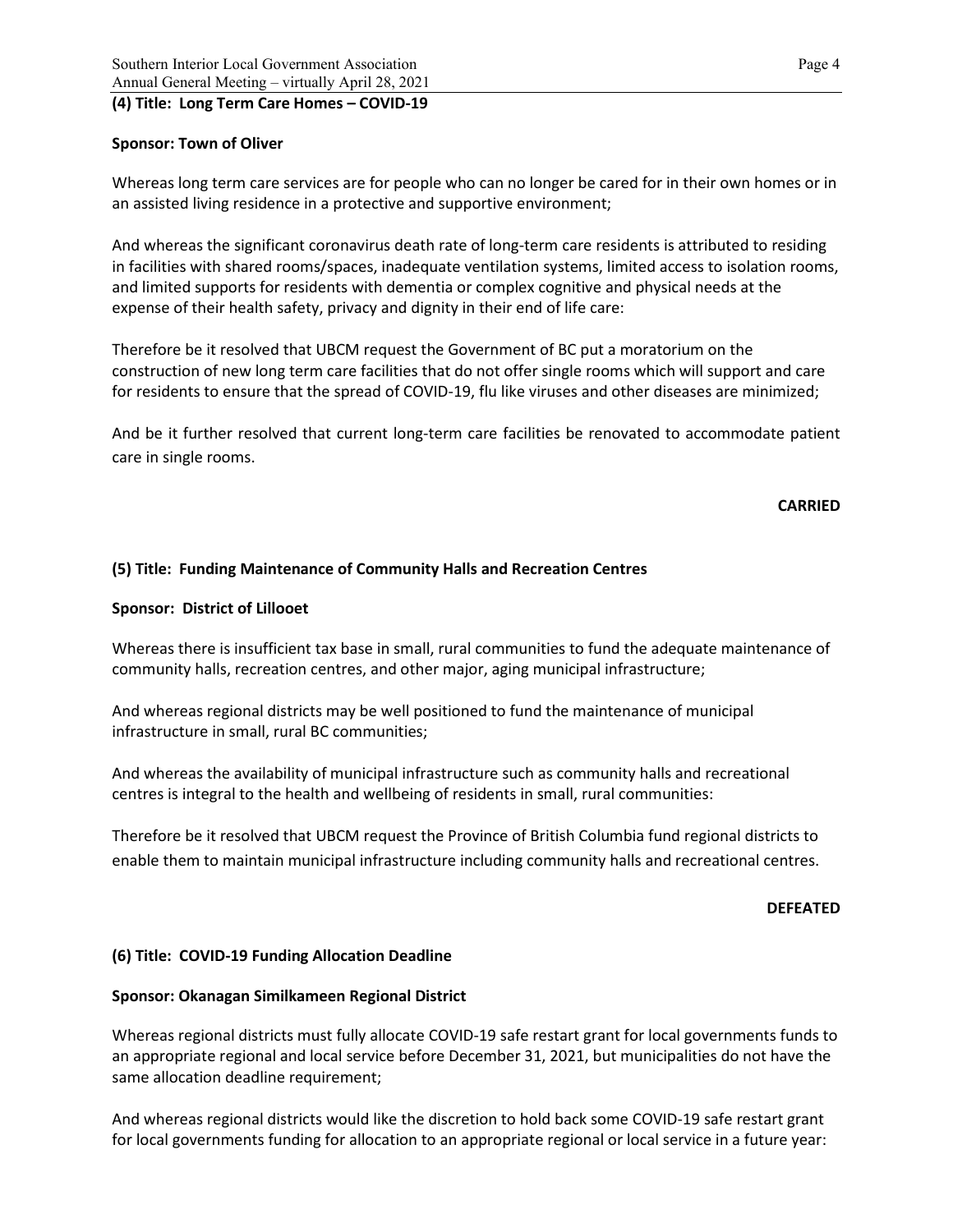### (4) Title: Long Term Care Homes – COVID-19

**Sponsor: Town of Oliver**

Whereas long term care services are for people who can no longer be cared for in their own homes or in an assisted living residence in a protective and supportive environment;

And whereas the significant coronavirus death rate of long-term care residents is attributed to residing in facilities with shared rooms/spaces, inadequate ventilation systems, limited access to isolation rooms, and limited supports for residents with dementia or complex cognitive and physical needs at the expense of their health safety, privacy and dignity in their end of life care:

Therefore be it resolved that UBCM request the Government of BC put a moratorium on the construction of new long term care facilities that do not offer single rooms which will support and care for residents to ensure that the spread of COVID-19, flu like viruses and other diseases are minimized;

And be it further resolved that current long-term care facilities be renovated to accommodate patient care in single rooms.

**CARRIED**

### (5) Title: Funding Maintenance of Community Halls and Recreation Centres

**Sponsor: District of Lillooet**

Whereas there is insufficient tax base in small, rural communities to fund the adequate maintenance of community halls, recreation centres, and other major, aging municipal infrastructure;

And whereas regional districts may be well positioned to fund the maintenance of municipal infrastructure in small, rural BC communities;

And whereas the availability of municipal infrastructure such as community halls and recreational centres is integral to the health and wellbeing of residents in small, rural communities:

Therefore be it resolved that UBCM request the Province of British Columbia fund regional districts to enable them to maintain municipal infrastructure including community halls and recreational centres.

**DEFEATED**

### (6) Title: COVID-19 Funding Allocation Deadline

**Sponsor: Okanagan Similkameen Regional District**

Whereas regional districts must fully allocate COVID-19 safe restart grant for local governments funds to an appropriate regional and local service before December 31, 2021, but municipalities do not have the same allocation deadline requirement;

And whereas regional districts would like the discretion to hold back some COVID-19 safe restart grant for local governments funding for allocation to an appropriate regional or local service in a future year: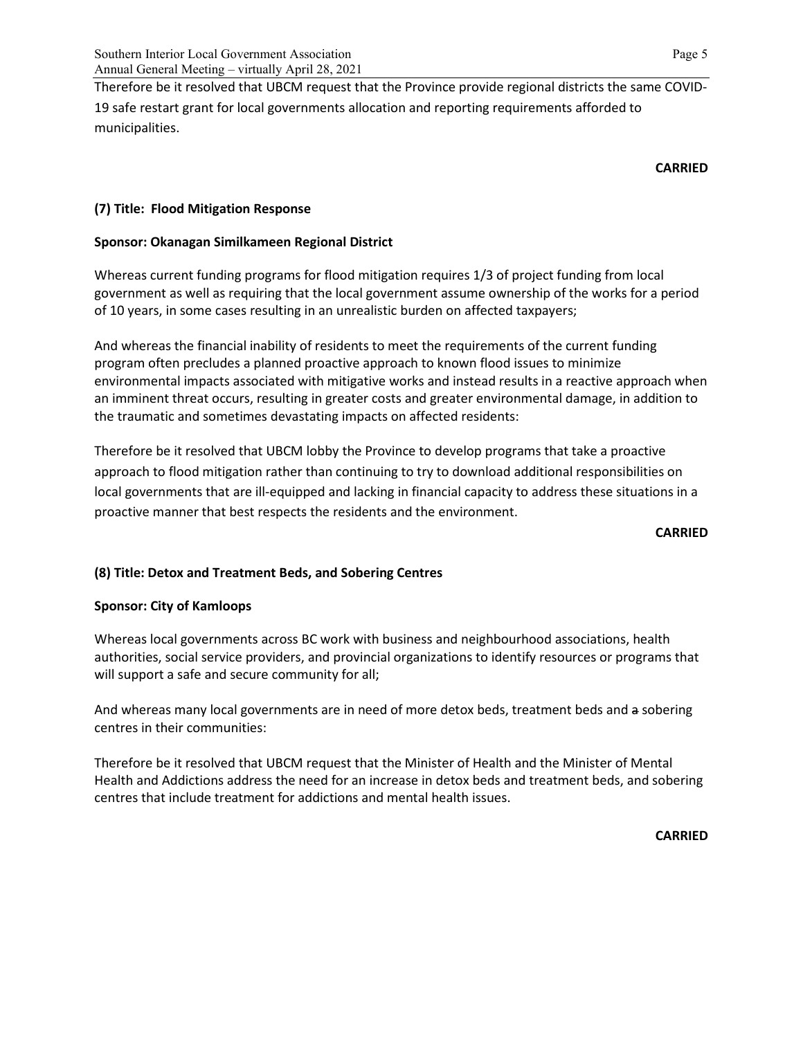Therefore be it resolved that UBCM request that the Province provide regional districts the same COVID-19 safe restart grant for local governments allocation and reporting requirements afforded to municipalities.

**CARRIED**

**(7) Title: Flood Mitigation Response**

**Sponsor: Okanagan Similkameen Regional District**

Whereas current funding programs for flood mitigation requires 1/3 of project funding from local government as well as requiring that the local government assume ownership of the works for a period of 10 years, in some cases resulting in an unrealistic burden on affected taxpayers;

And whereas the financial inability of residents to meet the requirements of the current funding program often precludes a planned proactive approach to known flood issues to minimize environmental impacts associated with mitigative works and instead results in a reactive approach when an imminent threat occurs, resulting in greater costs and greater environmental damage, in addition to the traumatic and sometimes devastating impacts on affected residents:

Therefore be it resolved that UBCM lobby the Province to develop programs that take a proactive approach to flood mitigation rather than continuing to try to download additional responsibilities on local governments that are ill-equipped and lacking in financial capacity to address these situations in a proactive manner that best respects the residents and the environment.

**CARRIED**

**(8) Title: Detox and Treatment Beds, and Sobering Centres**

**Sponsor: City of Kamloops**

Whereas local governments across BC work with business and neighbourhood associations, health authorities, social service providers, and provincial organizations to identify resources or programs that will support a safe and secure community for all;

And whereas many local governments are in need of more detox beds, treatment beds and ~~a~~ sobering centres in their communities:

Therefore be it resolved that UBCM request that the Minister of Health and the Minister of Mental Health and Addictions address the need for an increase in detox beds and treatment beds, and sobering centres that include treatment for addictions and mental health issues.

**CARRIED**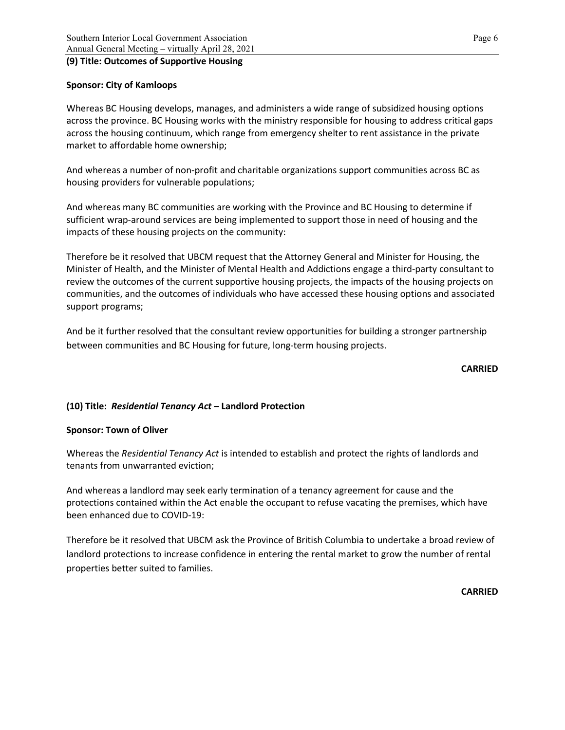### (9) Title: Outcomes of Supportive Housing

**Sponsor: City of Kamloops**

Whereas BC Housing develops, manages, and administers a wide range of subsidized housing options across the province. BC Housing works with the ministry responsible for housing to address critical gaps across the housing continuum, which range from emergency shelter to rent assistance in the private market to affordable home ownership;

And whereas a number of non-profit and charitable organizations support communities across BC as housing providers for vulnerable populations;

And whereas many BC communities are working with the Province and BC Housing to determine if sufficient wrap-around services are being implemented to support those in need of housing and the impacts of these housing projects on the community:

Therefore be it resolved that UBCM request that the Attorney General and Minister for Housing, the Minister of Health, and the Minister of Mental Health and Addictions engage a third-party consultant to review the outcomes of the current supportive housing projects, the impacts of the housing projects on communities, and the outcomes of individuals who have accessed these housing options and associated support programs;

And be it further resolved that the consultant review opportunities for building a stronger partnership between communities and BC Housing for future, long-term housing projects.

**CARRIED**

### (10) Title: *Residential Tenancy Act* – Landlord Protection

**Sponsor: Town of Oliver**

Whereas the *Residential Tenancy Act* is intended to establish and protect the rights of landlords and tenants from unwarranted eviction;

And whereas a landlord may seek early termination of a tenancy agreement for cause and the protections contained within the Act enable the occupant to refuse vacating the premises, which have been enhanced due to COVID-19:

Therefore be it resolved that UBCM ask the Province of British Columbia to undertake a broad review of landlord protections to increase confidence in entering the rental market to grow the number of rental properties better suited to families.

**CARRIED**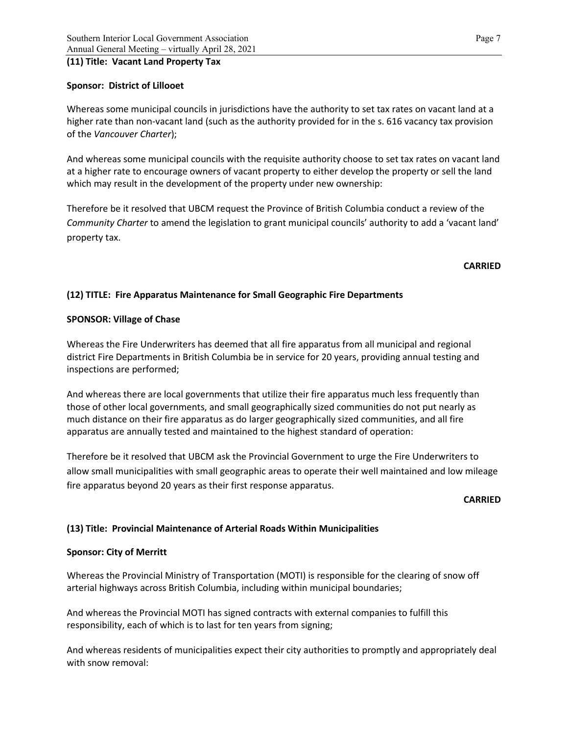**(11) Title: Vacant Land Property Tax**

**Sponsor: District of Lillooet**

Whereas some municipal councils in jurisdictions have the authority to set tax rates on vacant land at a higher rate than non-vacant land (such as the authority provided for in the s. 616 vacancy tax provision of the *Vancouver Charter*);

And whereas some municipal councils with the requisite authority choose to set tax rates on vacant land at a higher rate to encourage owners of vacant property to either develop the property or sell the land which may result in the development of the property under new ownership:

Therefore be it resolved that UBCM request the Province of British Columbia conduct a review of the *Community Charter* to amend the legislation to grant municipal councils' authority to add a 'vacant land' property tax.

**CARRIED**

**(12) TITLE: Fire Apparatus Maintenance for Small Geographic Fire Departments**

**SPONSOR: Village of Chase**

Whereas the Fire Underwriters has deemed that all fire apparatus from all municipal and regional district Fire Departments in British Columbia be in service for 20 years, providing annual testing and inspections are performed;

And whereas there are local governments that utilize their fire apparatus much less frequently than those of other local governments, and small geographically sized communities do not put nearly as much distance on their fire apparatus as do larger geographically sized communities, and all fire apparatus are annually tested and maintained to the highest standard of operation:

Therefore be it resolved that UBCM ask the Provincial Government to urge the Fire Underwriters to allow small municipalities with small geographic areas to operate their well maintained and low mileage fire apparatus beyond 20 years as their first response apparatus.

**CARRIED**

**(13) Title: Provincial Maintenance of Arterial Roads Within Municipalities**

**Sponsor: City of Merritt**

Whereas the Provincial Ministry of Transportation (MOTI) is responsible for the clearing of snow off arterial highways across British Columbia, including within municipal boundaries;

And whereas the Provincial MOTI has signed contracts with external companies to fulfill this responsibility, each of which is to last for ten years from signing;

And whereas residents of municipalities expect their city authorities to promptly and appropriately deal with snow removal: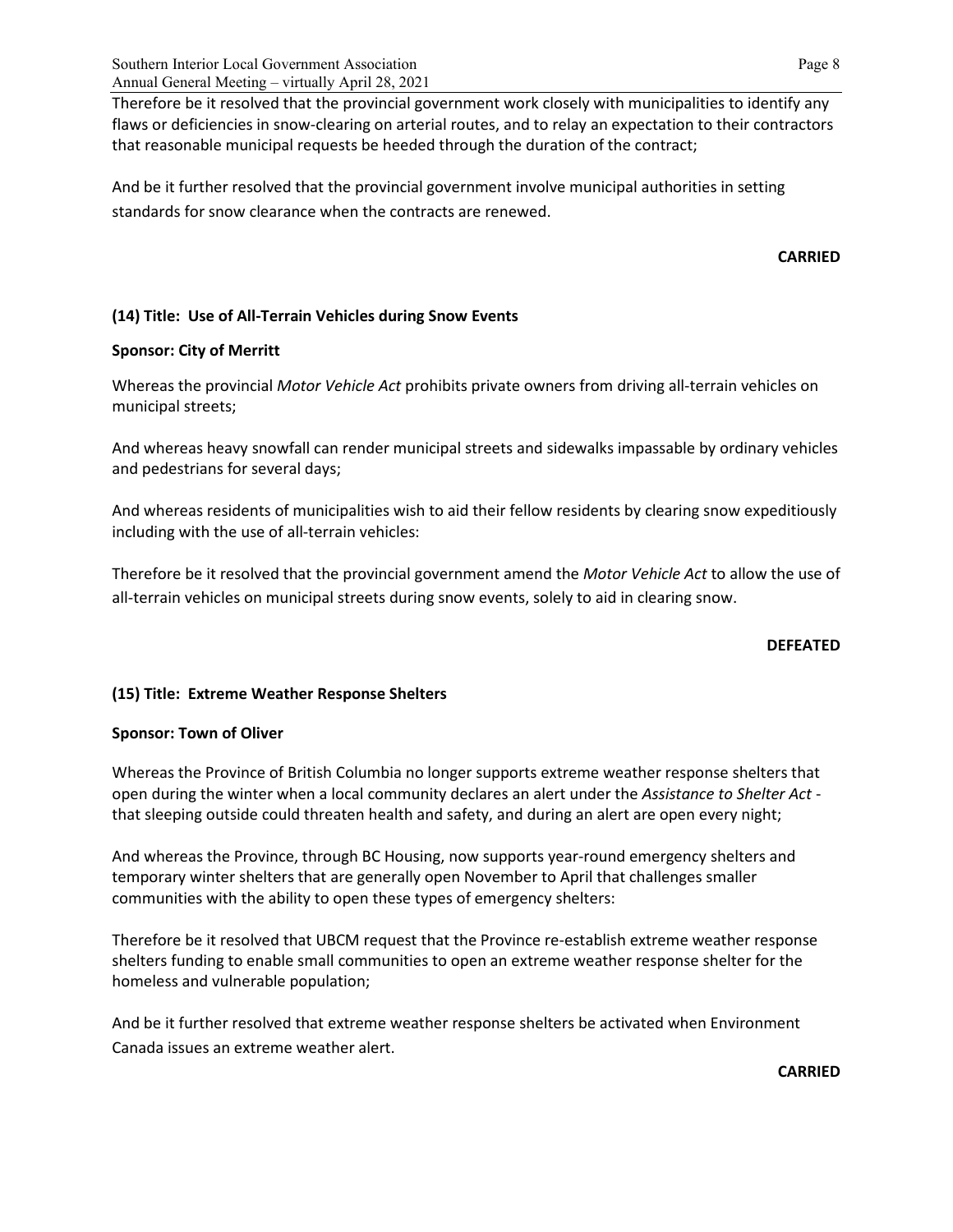Therefore be it resolved that the provincial government work closely with municipalities to identify any flaws or deficiencies in snow-clearing on arterial routes, and to relay an expectation to their contractors that reasonable municipal requests be heeded through the duration of the contract;

And be it further resolved that the provincial government involve municipal authorities in setting standards for snow clearance when the contracts are renewed.

**CARRIED**

**(14) Title: Use of All-Terrain Vehicles during Snow Events**

**Sponsor: City of Merritt**

Whereas the provincial *Motor Vehicle Act* prohibits private owners from driving all-terrain vehicles on municipal streets;

And whereas heavy snowfall can render municipal streets and sidewalks impassable by ordinary vehicles and pedestrians for several days;

And whereas residents of municipalities wish to aid their fellow residents by clearing snow expeditiously including with the use of all-terrain vehicles:

Therefore be it resolved that the provincial government amend the *Motor Vehicle Act* to allow the use of all-terrain vehicles on municipal streets during snow events, solely to aid in clearing snow.

**DEFEATED**

**(15) Title: Extreme Weather Response Shelters**

**Sponsor: Town of Oliver**

Whereas the Province of British Columbia no longer supports extreme weather response shelters that open during the winter when a local community declares an alert under the *Assistance to Shelter Act* - that sleeping outside could threaten health and safety, and during an alert are open every night;

And whereas the Province, through BC Housing, now supports year-round emergency shelters and temporary winter shelters that are generally open November to April that challenges smaller communities with the ability to open these types of emergency shelters:

Therefore be it resolved that UBCM request that the Province re-establish extreme weather response shelters funding to enable small communities to open an extreme weather response shelter for the homeless and vulnerable population;

And be it further resolved that extreme weather response shelters be activated when Environment Canada issues an extreme weather alert.

**CARRIED**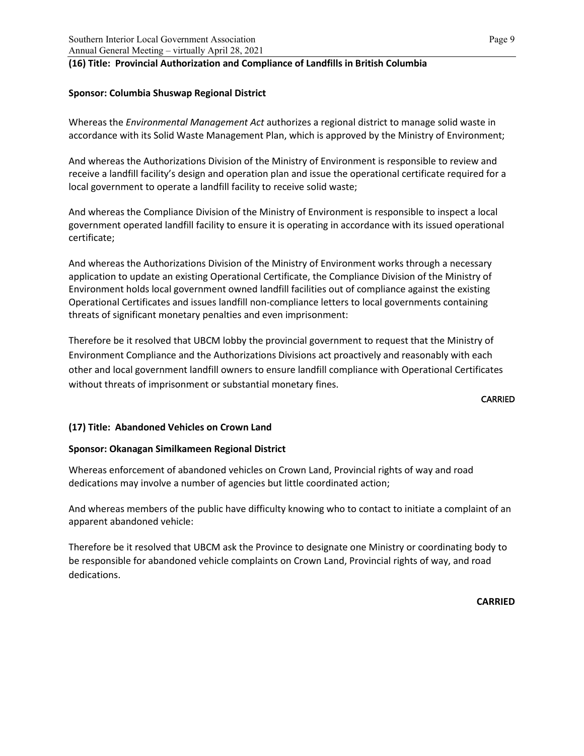**(16) Title: Provincial Authorization and Compliance of Landfills in British Columbia**

**Sponsor: Columbia Shuswap Regional District**

Whereas the *Environmental Management Act* authorizes a regional district to manage solid waste in accordance with its Solid Waste Management Plan, which is approved by the Ministry of Environment;

And whereas the Authorizations Division of the Ministry of Environment is responsible to review and receive a landfill facility's design and operation plan and issue the operational certificate required for a local government to operate a landfill facility to receive solid waste;

And whereas the Compliance Division of the Ministry of Environment is responsible to inspect a local government operated landfill facility to ensure it is operating in accordance with its issued operational certificate;

And whereas the Authorizations Division of the Ministry of Environment works through a necessary application to update an existing Operational Certificate, the Compliance Division of the Ministry of Environment holds local government owned landfill facilities out of compliance against the existing Operational Certificates and issues landfill non-compliance letters to local governments containing threats of significant monetary penalties and even imprisonment:

Therefore be it resolved that UBCM lobby the provincial government to request that the Ministry of Environment Compliance and the Authorizations Divisions act proactively and reasonably with each other and local government landfill owners to ensure landfill compliance with Operational Certificates without threats of imprisonment or substantial monetary fines.

CARRIED

**(17) Title: Abandoned Vehicles on Crown Land**

**Sponsor: Okanagan Similkameen Regional District**

Whereas enforcement of abandoned vehicles on Crown Land, Provincial rights of way and road dedications may involve a number of agencies but little coordinated action;

And whereas members of the public have difficulty knowing who to contact to initiate a complaint of an apparent abandoned vehicle:

Therefore be it resolved that UBCM ask the Province to designate one Ministry or coordinating body to be responsible for abandoned vehicle complaints on Crown Land, Provincial rights of way, and road dedications.

**CARRIED**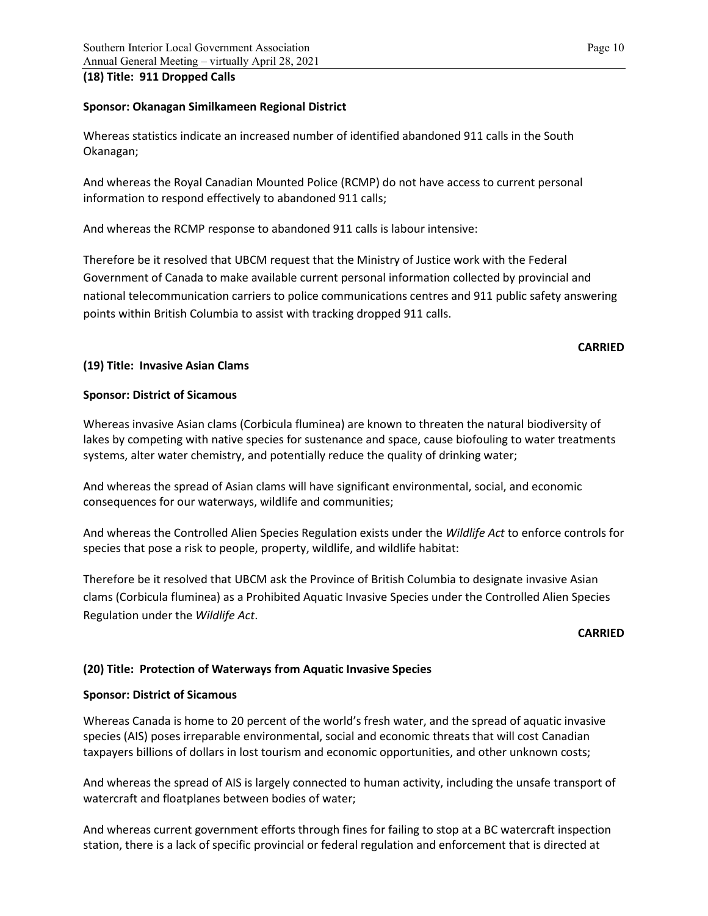**(18) Title: 911 Dropped Calls**

**Sponsor: Okanagan Similkameen Regional District**

Whereas statistics indicate an increased number of identified abandoned 911 calls in the South Okanagan;

And whereas the Royal Canadian Mounted Police (RCMP) do not have access to current personal information to respond effectively to abandoned 911 calls;

And whereas the RCMP response to abandoned 911 calls is labour intensive:

Therefore be it resolved that UBCM request that the Ministry of Justice work with the Federal Government of Canada to make available current personal information collected by provincial and national telecommunication carriers to police communications centres and 911 public safety answering points within British Columbia to assist with tracking dropped 911 calls.

**CARRIED**

**(19) Title: Invasive Asian Clams**

**Sponsor: District of Sicamous**

Whereas invasive Asian clams (Corbicula fluminea) are known to threaten the natural biodiversity of lakes by competing with native species for sustenance and space, cause biofouling to water treatments systems, alter water chemistry, and potentially reduce the quality of drinking water;

And whereas the spread of Asian clams will have significant environmental, social, and economic consequences for our waterways, wildlife and communities;

And whereas the Controlled Alien Species Regulation exists under the *Wildlife Act* to enforce controls for species that pose a risk to people, property, wildlife, and wildlife habitat:

Therefore be it resolved that UBCM ask the Province of British Columbia to designate invasive Asian clams (Corbicula fluminea) as a Prohibited Aquatic Invasive Species under the Controlled Alien Species Regulation under the *Wildlife Act*.

**CARRIED**

**(20) Title: Protection of Waterways from Aquatic Invasive Species**

**Sponsor: District of Sicamous**

Whereas Canada is home to 20 percent of the world's fresh water, and the spread of aquatic invasive species (AIS) poses irreparable environmental, social and economic threats that will cost Canadian taxpayers billions of dollars in lost tourism and economic opportunities, and other unknown costs;

And whereas the spread of AIS is largely connected to human activity, including the unsafe transport of watercraft and floatplanes between bodies of water;

And whereas current government efforts through fines for failing to stop at a BC watercraft inspection station, there is a lack of specific provincial or federal regulation and enforcement that is directed at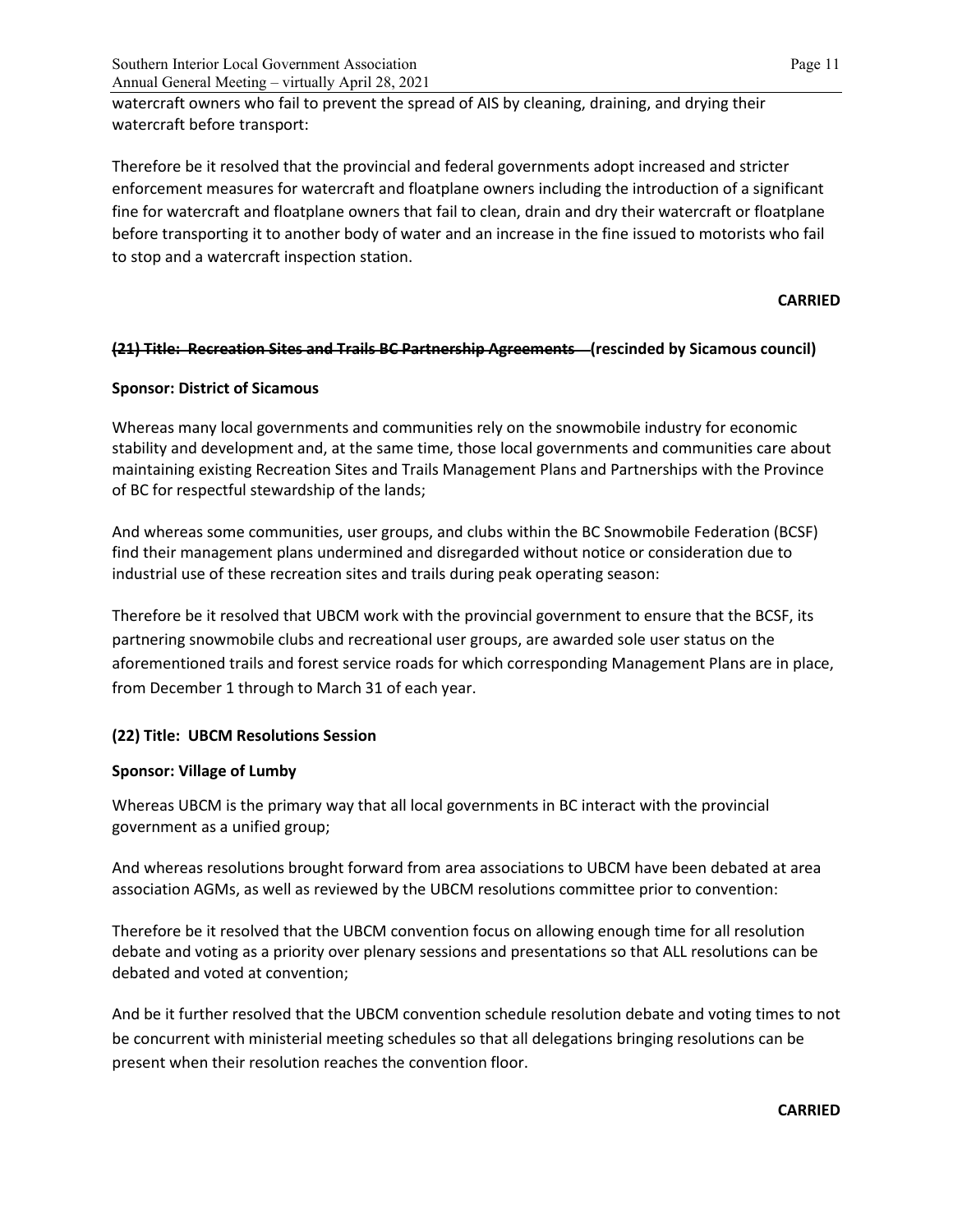watercraft owners who fail to prevent the spread of AIS by cleaning, draining, and drying their watercraft before transport:

Therefore be it resolved that the provincial and federal governments adopt increased and stricter enforcement measures for watercraft and floatplane owners including the introduction of a significant fine for watercraft and floatplane owners that fail to clean, drain and dry their watercraft or floatplane before transporting it to another body of water and an increase in the fine issued to motorists who fail to stop and a watercraft inspection station.

**CARRIED**

**~~(21) Title: Recreation Sites and Trails BC Partnership Agreements~~ (rescinded by Sicamous council)**

**Sponsor: District of Sicamous**

Whereas many local governments and communities rely on the snowmobile industry for economic stability and development and, at the same time, those local governments and communities care about maintaining existing Recreation Sites and Trails Management Plans and Partnerships with the Province of BC for respectful stewardship of the lands;

And whereas some communities, user groups, and clubs within the BC Snowmobile Federation (BCSF) find their management plans undermined and disregarded without notice or consideration due to industrial use of these recreation sites and trails during peak operating season:

Therefore be it resolved that UBCM work with the provincial government to ensure that the BCSF, its partnering snowmobile clubs and recreational user groups, are awarded sole user status on the aforementioned trails and forest service roads for which corresponding Management Plans are in place, from December 1 through to March 31 of each year.

**(22) Title: UBCM Resolutions Session**

**Sponsor: Village of Lumby**

Whereas UBCM is the primary way that all local governments in BC interact with the provincial government as a unified group;

And whereas resolutions brought forward from area associations to UBCM have been debated at area association AGMs, as well as reviewed by the UBCM resolutions committee prior to convention:

Therefore be it resolved that the UBCM convention focus on allowing enough time for all resolution debate and voting as a priority over plenary sessions and presentations so that ALL resolutions can be debated and voted at convention;

And be it further resolved that the UBCM convention schedule resolution debate and voting times to not be concurrent with ministerial meeting schedules so that all delegations bringing resolutions can be present when their resolution reaches the convention floor.

**CARRIED**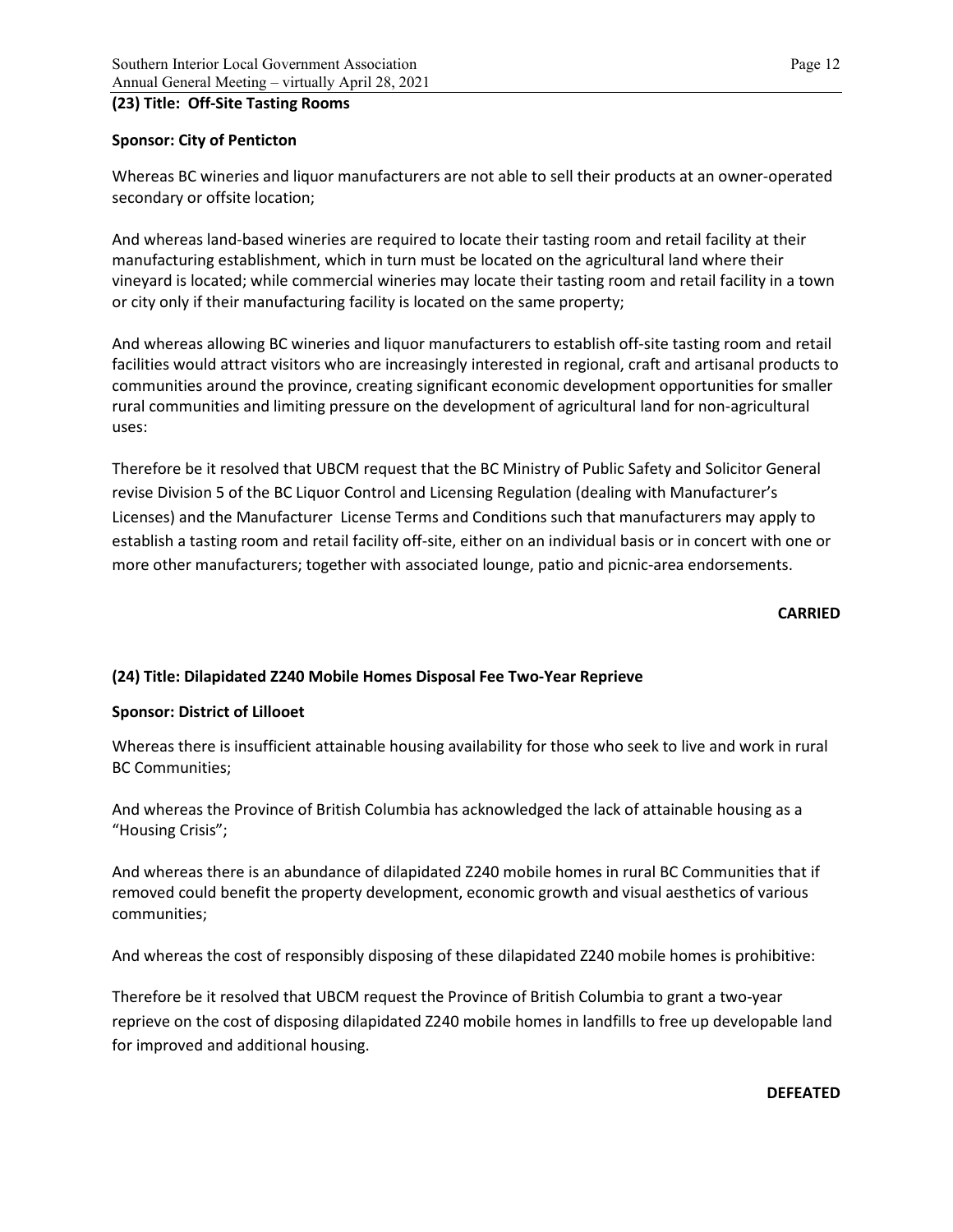**(23) Title: Off-Site Tasting Rooms**

**Sponsor: City of Penticton**

Whereas BC wineries and liquor manufacturers are not able to sell their products at an owner-operated secondary or offsite location;

And whereas land-based wineries are required to locate their tasting room and retail facility at their manufacturing establishment, which in turn must be located on the agricultural land where their vineyard is located; while commercial wineries may locate their tasting room and retail facility in a town or city only if their manufacturing facility is located on the same property;

And whereas allowing BC wineries and liquor manufacturers to establish off-site tasting room and retail facilities would attract visitors who are increasingly interested in regional, craft and artisanal products to communities around the province, creating significant economic development opportunities for smaller rural communities and limiting pressure on the development of agricultural land for non-agricultural uses:

Therefore be it resolved that UBCM request that the BC Ministry of Public Safety and Solicitor General revise Division 5 of the BC Liquor Control and Licensing Regulation (dealing with Manufacturer's Licenses) and the Manufacturer License Terms and Conditions such that manufacturers may apply to establish a tasting room and retail facility off-site, either on an individual basis or in concert with one or more other manufacturers; together with associated lounge, patio and picnic-area endorsements.

**CARRIED**

**(24) Title: Dilapidated Z240 Mobile Homes Disposal Fee Two-Year Reprieve**

**Sponsor: District of Lillooet**

Whereas there is insufficient attainable housing availability for those who seek to live and work in rural BC Communities;

And whereas the Province of British Columbia has acknowledged the lack of attainable housing as a "Housing Crisis";

And whereas there is an abundance of dilapidated Z240 mobile homes in rural BC Communities that if removed could benefit the property development, economic growth and visual aesthetics of various communities;

And whereas the cost of responsibly disposing of these dilapidated Z240 mobile homes is prohibitive:

Therefore be it resolved that UBCM request the Province of British Columbia to grant a two-year reprieve on the cost of disposing dilapidated Z240 mobile homes in landfills to free up developable land for improved and additional housing.

**DEFEATED**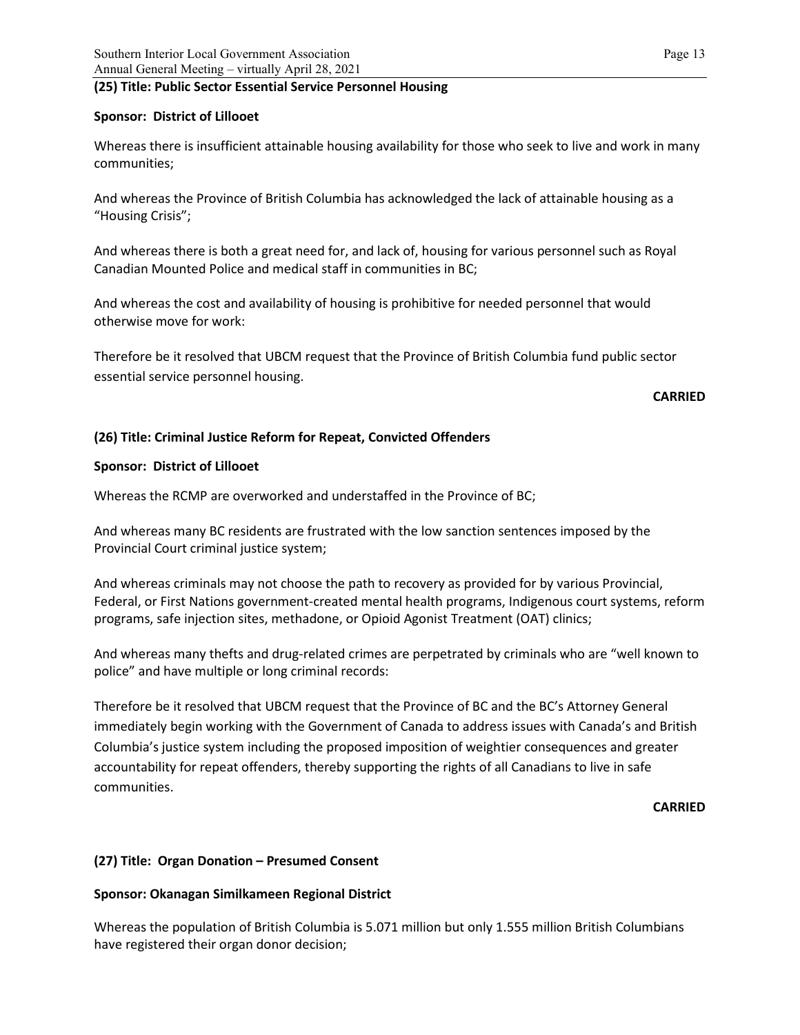**(25) Title: Public Sector Essential Service Personnel Housing**

**Sponsor: District of Lillooet**

Whereas there is insufficient attainable housing availability for those who seek to live and work in many communities;

And whereas the Province of British Columbia has acknowledged the lack of attainable housing as a "Housing Crisis";

And whereas there is both a great need for, and lack of, housing for various personnel such as Royal Canadian Mounted Police and medical staff in communities in BC;

And whereas the cost and availability of housing is prohibitive for needed personnel that would otherwise move for work:

Therefore be it resolved that UBCM request that the Province of British Columbia fund public sector essential service personnel housing.

**CARRIED**

**(26) Title: Criminal Justice Reform for Repeat, Convicted Offenders**

**Sponsor: District of Lillooet**

Whereas the RCMP are overworked and understaffed in the Province of BC;

And whereas many BC residents are frustrated with the low sanction sentences imposed by the Provincial Court criminal justice system;

And whereas criminals may not choose the path to recovery as provided for by various Provincial, Federal, or First Nations government-created mental health programs, Indigenous court systems, reform programs, safe injection sites, methadone, or Opioid Agonist Treatment (OAT) clinics;

And whereas many thefts and drug-related crimes are perpetrated by criminals who are "well known to police" and have multiple or long criminal records:

Therefore be it resolved that UBCM request that the Province of BC and the BC's Attorney General immediately begin working with the Government of Canada to address issues with Canada's and British Columbia's justice system including the proposed imposition of weightier consequences and greater accountability for repeat offenders, thereby supporting the rights of all Canadians to live in safe communities.

**CARRIED**

**(27) Title: Organ Donation – Presumed Consent**

**Sponsor: Okanagan Similkameen Regional District**

Whereas the population of British Columbia is 5.071 million but only 1.555 million British Columbians have registered their organ donor decision;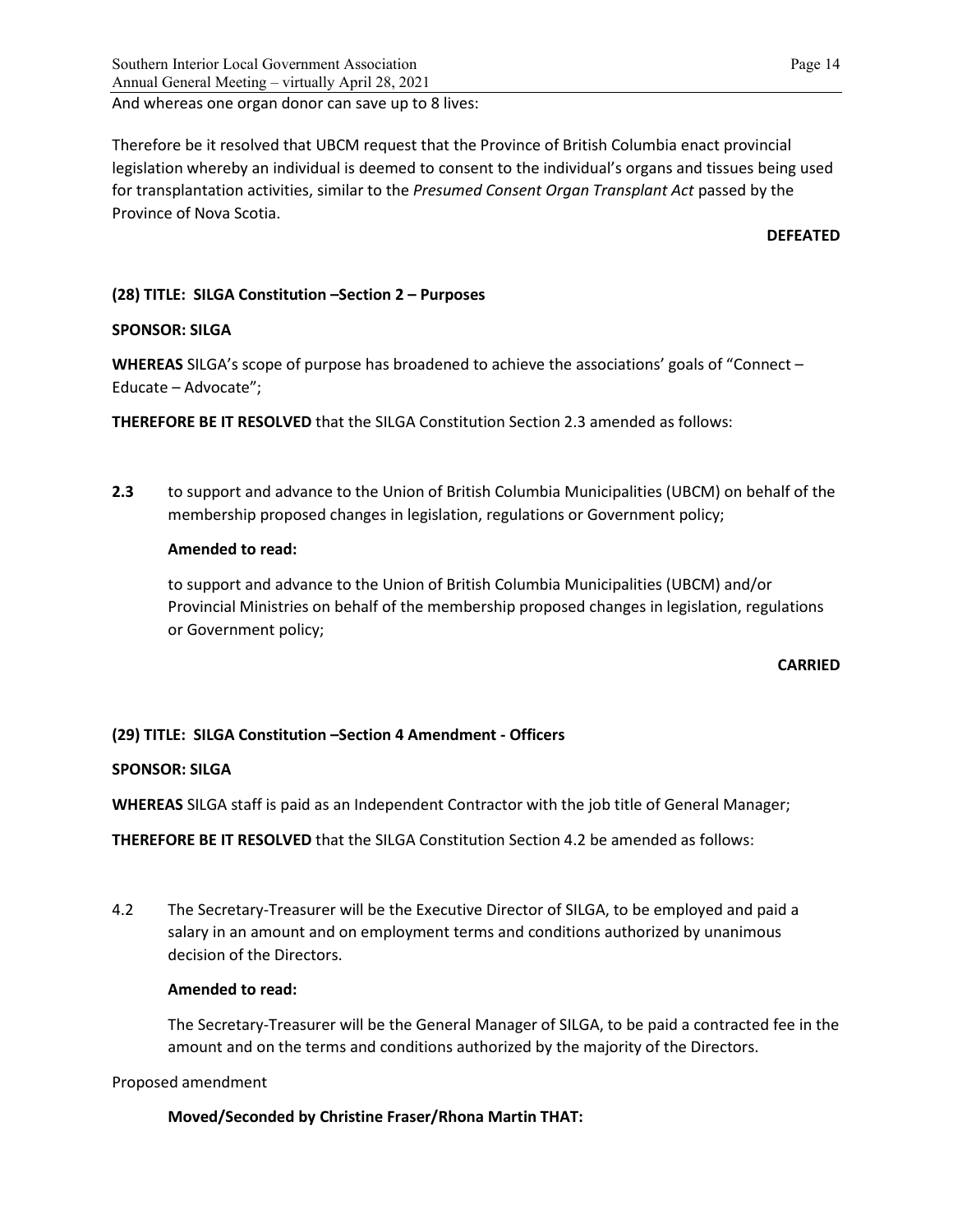And whereas one organ donor can save up to 8 lives:

Therefore be it resolved that UBCM request that the Province of British Columbia enact provincial legislation whereby an individual is deemed to consent to the individual's organs and tissues being used for transplantation activities, similar to the *Presumed Consent Organ Transplant Act* passed by the Province of Nova Scotia.

**DEFEATED**

**(28) TITLE: SILGA Constitution –Section 2 – Purposes**

**SPONSOR: SILGA**

**WHEREAS** SILGA's scope of purpose has broadened to achieve the associations' goals of "Connect – Educate – Advocate";

**THEREFORE BE IT RESOLVED** that the SILGA Constitution Section 2.3 amended as follows:

**2.3** to support and advance to the Union of British Columbia Municipalities (UBCM) on behalf of the membership proposed changes in legislation, regulations or Government policy;

**Amended to read:**

to support and advance to the Union of British Columbia Municipalities (UBCM) and/or Provincial Ministries on behalf of the membership proposed changes in legislation, regulations or Government policy;

**CARRIED**

**(29) TITLE: SILGA Constitution –Section 4 Amendment - Officers**

**SPONSOR: SILGA**

**WHEREAS** SILGA staff is paid as an Independent Contractor with the job title of General Manager;

**THEREFORE BE IT RESOLVED** that the SILGA Constitution Section 4.2 be amended as follows:

4.2 The Secretary-Treasurer will be the Executive Director of SILGA, to be employed and paid a salary in an amount and on employment terms and conditions authorized by unanimous decision of the Directors.

**Amended to read:**

The Secretary-Treasurer will be the General Manager of SILGA, to be paid a contracted fee in the amount and on the terms and conditions authorized by the majority of the Directors.

Proposed amendment

**Moved/Seconded by Christine Fraser/Rhona Martin THAT:**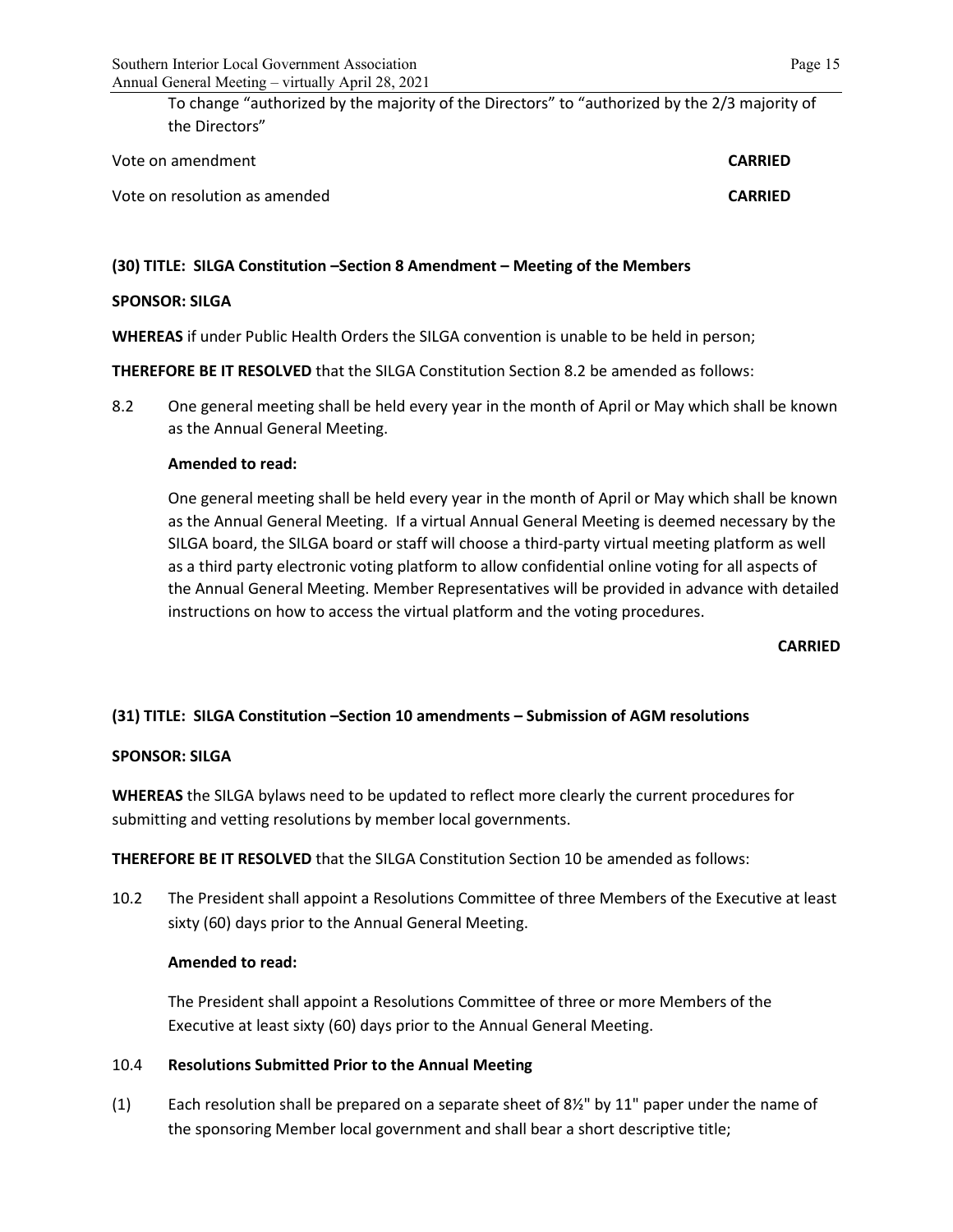To change "authorized by the majority of the Directors" to "authorized by the 2/3 majority of the Directors"

Vote on amendment **CARRIED**

Vote on resolution as amended **CARRIED**

**(30) TITLE: SILGA Constitution –Section 8 Amendment – Meeting of the Members**

**SPONSOR: SILGA**

**WHEREAS** if under Public Health Orders the SILGA convention is unable to be held in person;

**THEREFORE BE IT RESOLVED** that the SILGA Constitution Section 8.2 be amended as follows:

8.2 One general meeting shall be held every year in the month of April or May which shall be known as the Annual General Meeting.

**Amended to read:**

One general meeting shall be held every year in the month of April or May which shall be known as the Annual General Meeting. If a virtual Annual General Meeting is deemed necessary by the SILGA board, the SILGA board or staff will choose a third-party virtual meeting platform as well as a third party electronic voting platform to allow confidential online voting for all aspects of the Annual General Meeting. Member Representatives will be provided in advance with detailed instructions on how to access the virtual platform and the voting procedures.

**CARRIED**

**(31) TITLE: SILGA Constitution –Section 10 amendments – Submission of AGM resolutions**

**SPONSOR: SILGA**

**WHEREAS** the SILGA bylaws need to be updated to reflect more clearly the current procedures for submitting and vetting resolutions by member local governments.

**THEREFORE BE IT RESOLVED** that the SILGA Constitution Section 10 be amended as follows:

10.2 The President shall appoint a Resolutions Committee of three Members of the Executive at least sixty (60) days prior to the Annual General Meeting.

**Amended to read:**

The President shall appoint a Resolutions Committee of three or more Members of the Executive at least sixty (60) days prior to the Annual General Meeting.

10.4 **Resolutions Submitted Prior to the Annual Meeting**

(1) Each resolution shall be prepared on a separate sheet of 8½" by 11" paper under the name of the sponsoring Member local government and shall bear a short descriptive title;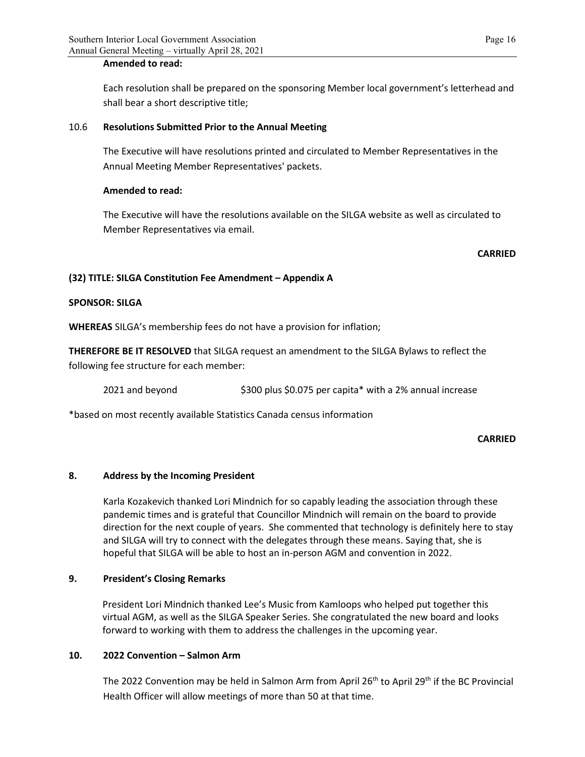**Amended to read:**

Each resolution shall be prepared on the sponsoring Member local government's letterhead and shall bear a short descriptive title;

10.6 **Resolutions Submitted Prior to the Annual Meeting**

The Executive will have resolutions printed and circulated to Member Representatives in the Annual Meeting Member Representatives' packets.

**Amended to read:**

The Executive will have the resolutions available on the SILGA website as well as circulated to Member Representatives via email.

**CARRIED**

**(32) TITLE: SILGA Constitution Fee Amendment – Appendix A**

**SPONSOR: SILGA**

**WHEREAS** SILGA's membership fees do not have a provision for inflation;

**THEREFORE BE IT RESOLVED** that SILGA request an amendment to the SILGA Bylaws to reflect the following fee structure for each member:

2021 and beyond $300 plus $0.075 per capita* with a 2% annual increase

*based on most recently available Statistics Canada census information

**CARRIED**

## 8. Address by the Incoming President

Karla Kozakevich thanked Lori Mindnich for so capably leading the association through these pandemic times and is grateful that Councillor Mindnich will remain on the board to provide direction for the next couple of years. She commented that technology is definitely here to stay and SILGA will try to connect with the delegates through these means. Saying that, she is hopeful that SILGA will be able to host an in-person AGM and convention in 2022.

## 9. President's Closing Remarks

President Lori Mindnich thanked Lee's Music from Kamloops who helped put together this virtual AGM, as well as the SILGA Speaker Series. She congratulated the new board and looks forward to working with them to address the challenges in the upcoming year.

## 10. 2022 Convention – Salmon Arm

The 2022 Convention may be held in Salmon Arm from April 26th to April 29th if the BC Provincial Health Officer will allow meetings of more than 50 at that time.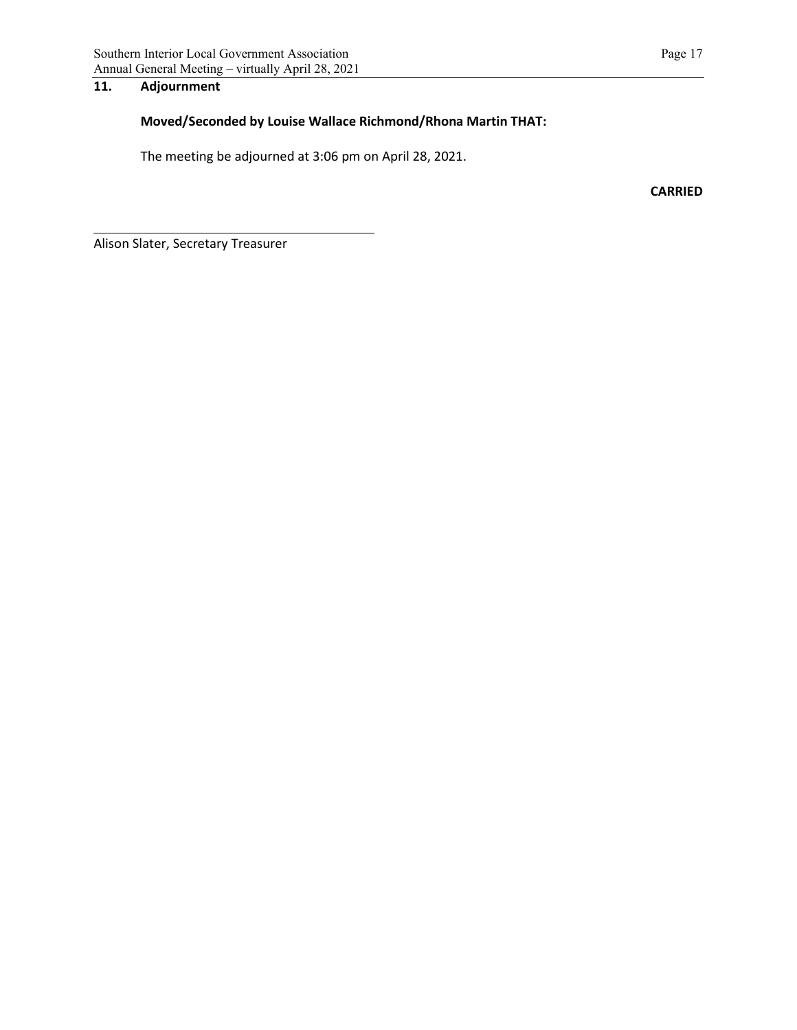## 11. Adjournment

**Moved/Seconded by Louise Wallace Richmond/Rhona Martin THAT:**

The meeting be adjourned at 3:06 pm on April 28, 2021.

**CARRIED**

\_\_\_\_\_\_\_\_\_\_\_\_\_\_\_\_\_\_\_\_\_\_\_\_\_\_\_\_\_\_\_\_\_\_\_\_\_\_\_\_

Alison Slater, Secretary Treasurer